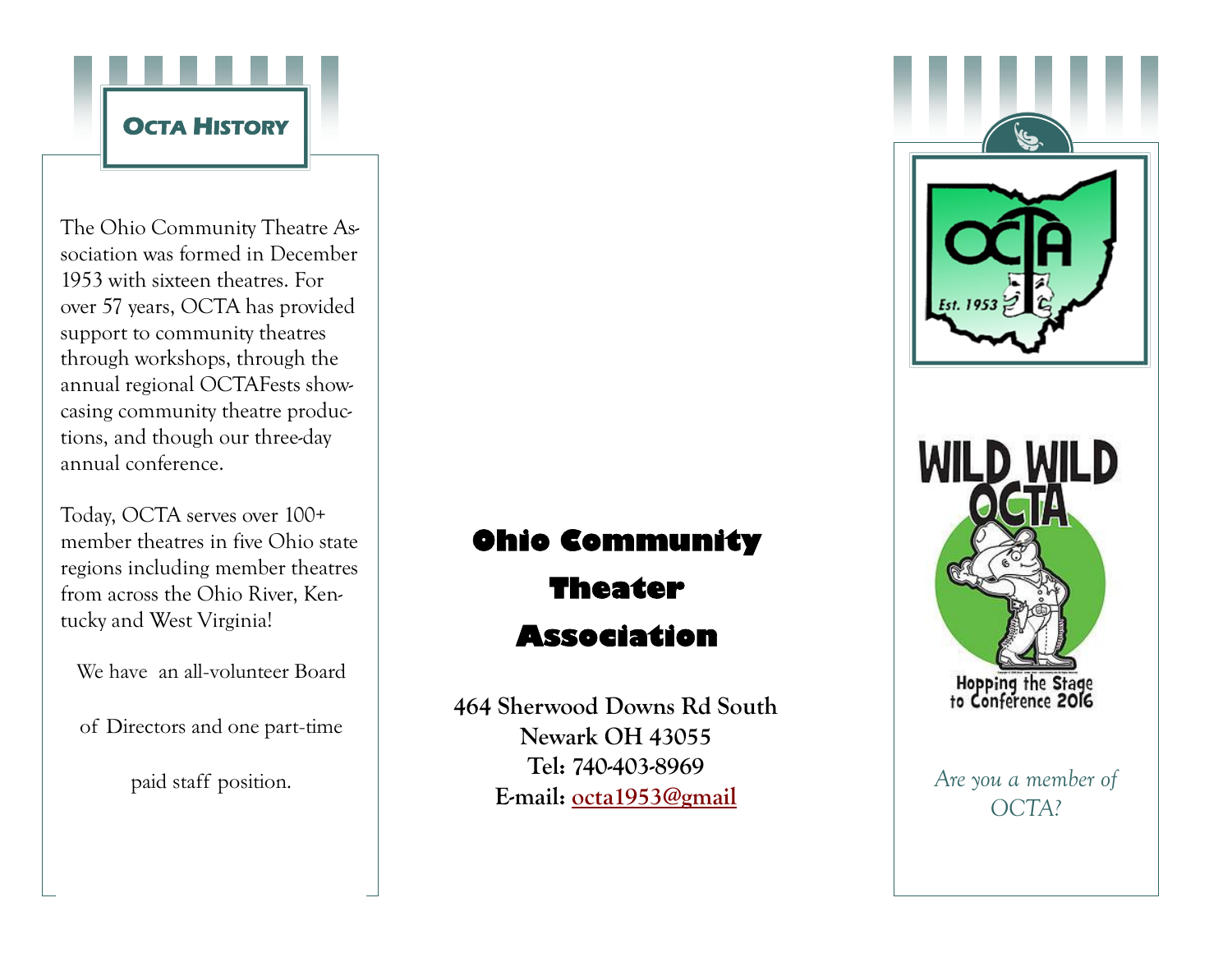## OCTA History

The Ohio Community Theatre Association was formed in December 1953 with sixteen theatres. For over 57 years, OCTA has provided support to community theatres through workshops, through the annual regional OCTAFests showcasing community theatre productions, and though our three-day annual conference.

Today, OCTA serves over 100+ member theatres in five Ohio state regions including member theatres from across the Ohio River, Kentucky and West Virginia!

We have an all-volunteer Board of Directors and one part-time paid staff position.

# Ohio Community Theater Association

**464 Sherwood Downs Rd South**
**Newark OH 43055**
**Tel: 740-403-8969**
**E-mail: octa1953@gmail**

OCTA Est. 1953

WILD WILD OCTA

Hopping the Stage to Conference 2016

*Are you a member of OCTA?*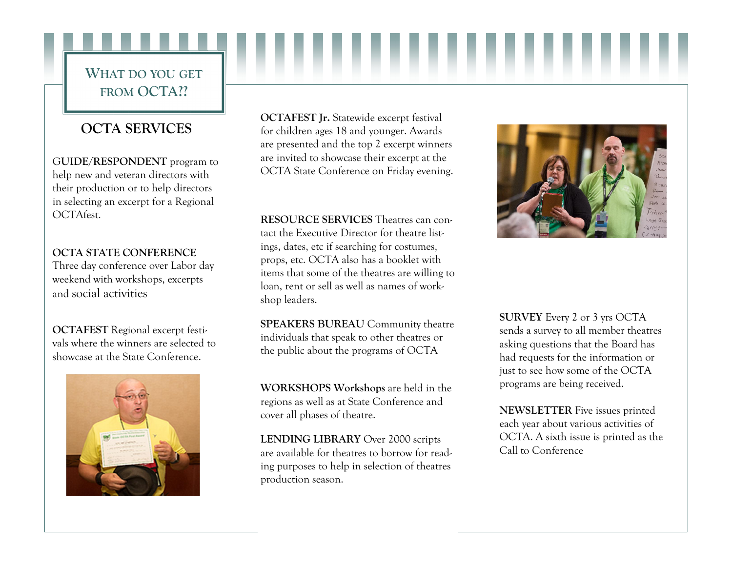## What do you get from OCTA??

### OCTA SERVICES

**GUIDE/RESPONDENT** program to help new and veteran directors with their production or to help directors in selecting an excerpt for a Regional OCTAfest.

**OCTA STATE CONFERENCE** Three day conference over Labor day weekend with workshops, excerpts and social activities

**OCTAFEST** Regional excerpt festivals where the winners are selected to showcase at the State Conference.

**OCTAFEST Jr.** Statewide excerpt festival for children ages 18 and younger. Awards are presented and the top 2 excerpt winners are invited to showcase their excerpt at the OCTA State Conference on Friday evening.

**RESOURCE SERVICES** Theatres can contact the Executive Director for theatre listings, dates, etc if searching for costumes, props, etc. OCTA also has a booklet with items that some of the theatres are willing to loan, rent or sell as well as names of workshop leaders.

**SPEAKERS BUREAU** Community theatre individuals that speak to other theatres or the public about the programs of OCTA

**WORKSHOPS Workshops** are held in the regions as well as at State Conference and cover all phases of theatre.

**LENDING LIBRARY** Over 2000 scripts are available for theatres to borrow for reading purposes to help in selection of theatres production season.

**SURVEY** Every 2 or 3 yrs OCTA sends a survey to all member theatres asking questions that the Board has had requests for the information or just to see how some of the OCTA programs are being received.

**NEWSLETTER** Five issues printed each year about various activities of OCTA. A sixth issue is printed as the Call to Conference